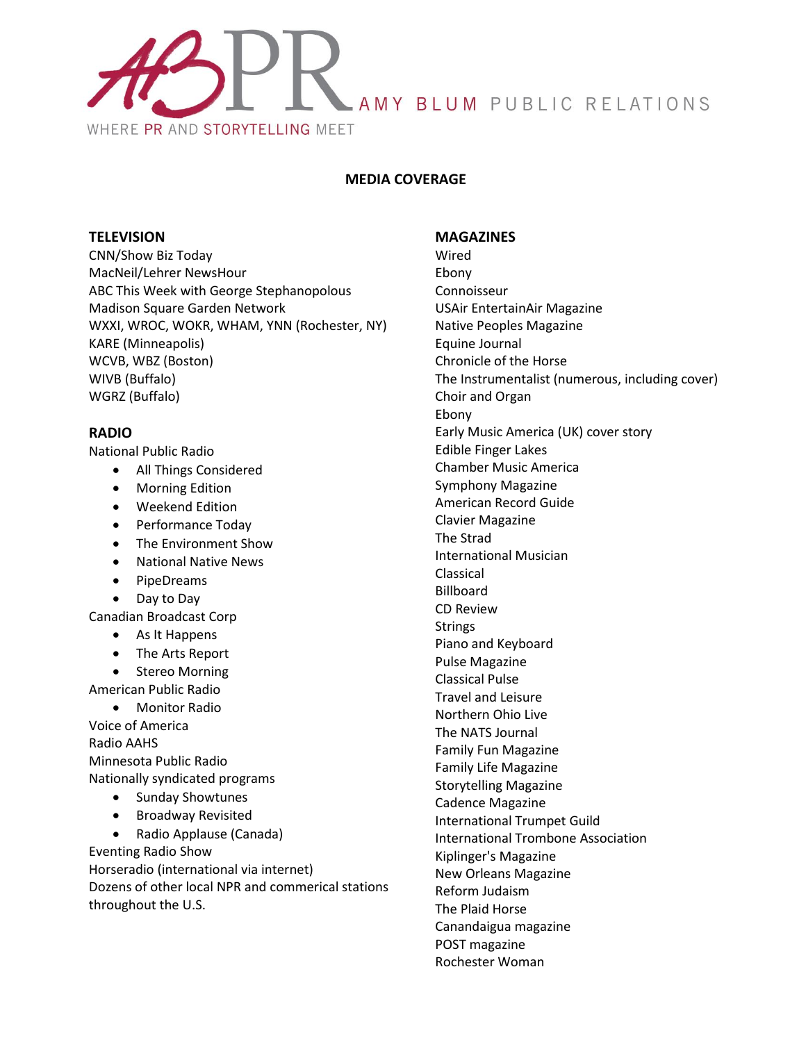AB PR AMY BLUM PUBLIC RELATIONS

WHERE PR AND STORYTELLING MEET

## MEDIA COVERAGE

### TELEVISION

CNN/Show Biz Today
MacNeil/Lehrer NewsHour
ABC This Week with George Stephanopolous
Madison Square Garden Network
WXXI, WROC, WOKR, WHAM, YNN (Rochester, NY)
KARE (Minneapolis)
WCVB, WBZ (Boston)
WIVB (Buffalo)
WGRZ (Buffalo)

### RADIO

National Public Radio

- All Things Considered
- Morning Edition
- Weekend Edition
- Performance Today
- The Environment Show
- National Native News
- PipeDreams
- Day to Day

Canadian Broadcast Corp

- As It Happens
- The Arts Report
- Stereo Morning

American Public Radio

- Monitor Radio

Voice of America
Radio AAHS
Minnesota Public Radio
Nationally syndicated programs

- Sunday Showtunes
- Broadway Revisited
- Radio Applause (Canada)

Eventing Radio Show
Horseradio (international via internet)
Dozens of other local NPR and commerical stations throughout the U.S.

### MAGAZINES

Wired
Ebony
Connoisseur
USAir EntertainAir Magazine
Native Peoples Magazine
Equine Journal
Chronicle of the Horse
The Instrumentalist (numerous, including cover)
Choir and Organ
Ebony
Early Music America (UK) cover story
Edible Finger Lakes
Chamber Music America
Symphony Magazine
American Record Guide
Clavier Magazine
The Strad
International Musician
Classical
Billboard
CD Review
Strings
Piano and Keyboard
Pulse Magazine
Classical Pulse
Travel and Leisure
Northern Ohio Live
The NATS Journal
Family Fun Magazine
Family Life Magazine
Storytelling Magazine
Cadence Magazine
International Trumpet Guild
International Trombone Association
Kiplinger's Magazine
New Orleans Magazine
Reform Judaism
The Plaid Horse
Canandaigua magazine
POST magazine
Rochester Woman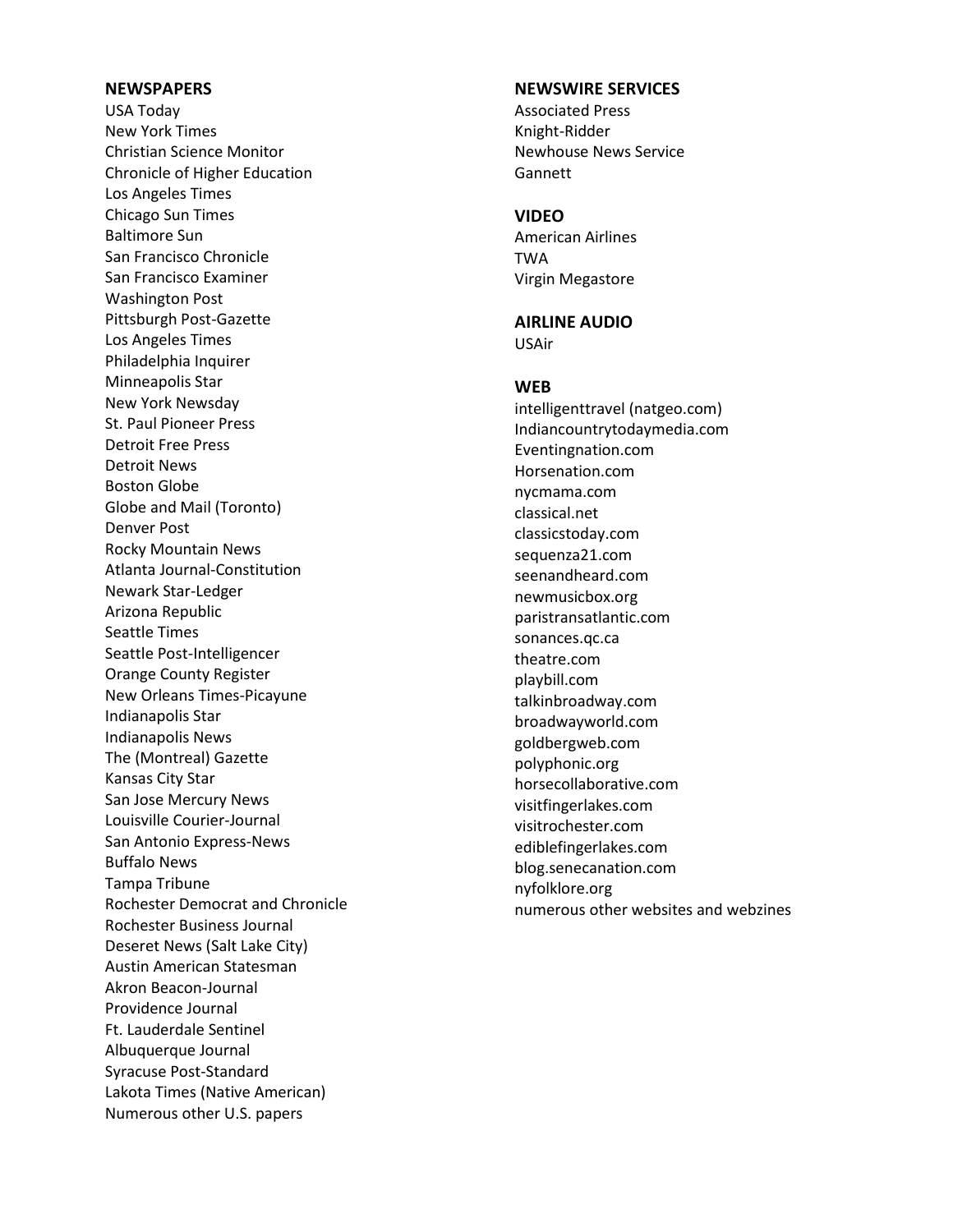## NEWSPAPERS

USA Today
New York Times
Christian Science Monitor
Chronicle of Higher Education
Los Angeles Times
Chicago Sun Times
Baltimore Sun
San Francisco Chronicle
San Francisco Examiner
Washington Post
Pittsburgh Post-Gazette
Los Angeles Times
Philadelphia Inquirer
Minneapolis Star
New York Newsday
St. Paul Pioneer Press
Detroit Free Press
Detroit News
Boston Globe
Globe and Mail (Toronto)
Denver Post
Rocky Mountain News
Atlanta Journal-Constitution
Newark Star-Ledger
Arizona Republic
Seattle Times
Seattle Post-Intelligencer
Orange County Register
New Orleans Times-Picayune
Indianapolis Star
Indianapolis News
The (Montreal) Gazette
Kansas City Star
San Jose Mercury News
Louisville Courier-Journal
San Antonio Express-News
Buffalo News
Tampa Tribune
Rochester Democrat and Chronicle
Rochester Business Journal
Deseret News (Salt Lake City)
Austin American Statesman
Akron Beacon-Journal
Providence Journal
Ft. Lauderdale Sentinel
Albuquerque Journal
Syracuse Post-Standard
Lakota Times (Native American)
Numerous other U.S. papers

## NEWSWIRE SERVICES

Associated Press
Knight-Ridder
Newhouse News Service
Gannett

## VIDEO

American Airlines
TWA
Virgin Megastore

## AIRLINE AUDIO

USAir

## WEB

intelligenttravel (natgeo.com)
Indiancountrytodaymedia.com
Eventingnation.com
Horsenation.com
nycmama.com
classical.net
classicstoday.com
sequenza21.com
seenandheard.com
newmusicbox.org
paristransatlantic.com
sonances.qc.ca
theatre.com
playbill.com
talkinbroadway.com
broadwayworld.com
goldbergweb.com
polyphonic.org
horsecollaborative.com
visitfingerlakes.com
visitrochester.com
ediblefingerlakes.com
blog.senecanation.com
nyfolklore.org
numerous other websites and webzines